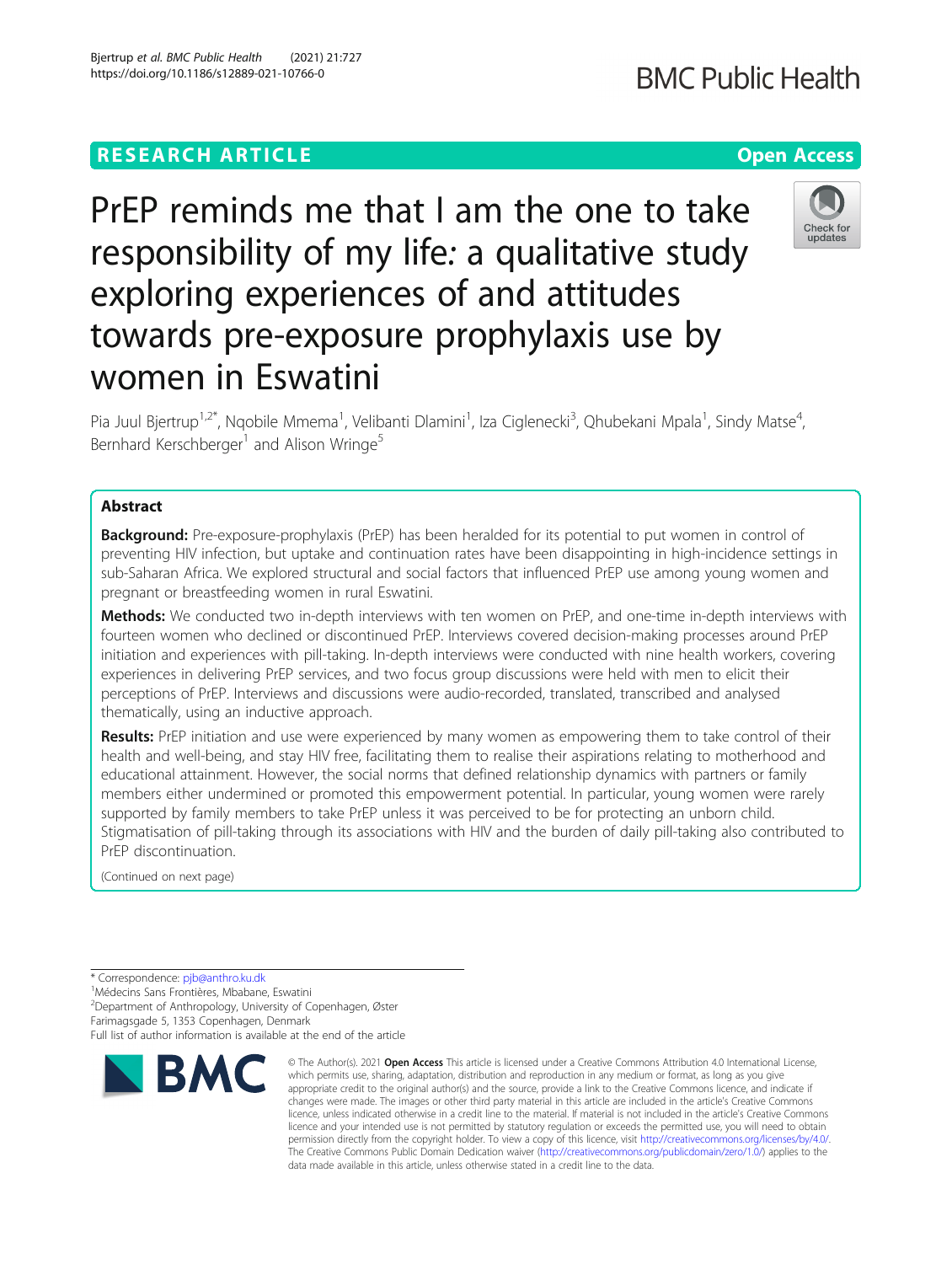RESEARCH ARTICLE

Open Access

# PrEP reminds me that I am the one to take responsibility of my life: a qualitative study exploring experiences of and attitudes towards pre-exposure prophylaxis use by women in Eswatini

Pia Juul Bjertrup[1,2*], Nqobile Mmema[1], Velibanti Dlamini[1], Iza Ciglenecki[3], Qhubekani Mpala[1], Sindy Matse[4], Bernhard Kerschberger[1] and Alison Wringe[5]

## Abstract

**Background:** Pre-exposure-prophylaxis (PrEP) has been heralded for its potential to put women in control of preventing HIV infection, but uptake and continuation rates have been disappointing in high-incidence settings in sub-Saharan Africa. We explored structural and social factors that influenced PrEP use among young women and pregnant or breastfeeding women in rural Eswatini.

**Methods:** We conducted two in-depth interviews with ten women on PrEP, and one-time in-depth interviews with fourteen women who declined or discontinued PrEP. Interviews covered decision-making processes around PrEP initiation and experiences with pill-taking. In-depth interviews were conducted with nine health workers, covering experiences in delivering PrEP services, and two focus group discussions were held with men to elicit their perceptions of PrEP. Interviews and discussions were audio-recorded, translated, transcribed and analysed thematically, using an inductive approach.

**Results:** PrEP initiation and use were experienced by many women as empowering them to take control of their health and well-being, and stay HIV free, facilitating them to realise their aspirations relating to motherhood and educational attainment. However, the social norms that defined relationship dynamics with partners or family members either undermined or promoted this empowerment potential. In particular, young women were rarely supported by family members to take PrEP unless it was perceived to be for protecting an unborn child. Stigmatisation of pill-taking through its associations with HIV and the burden of daily pill-taking also contributed to PrEP discontinuation.

(Continued on next page)

\* Correspondence: pjb@anthro.ku.dk
[1]Médecins Sans Frontières, Mbabane, Eswatini
[2]Department of Anthropology, University of Copenhagen, Øster Farimagsgade 5, 1353 Copenhagen, Denmark
Full list of author information is available at the end of the article

© The Author(s). 2021 **Open Access** This article is licensed under a Creative Commons Attribution 4.0 International License, which permits use, sharing, adaptation, distribution and reproduction in any medium or format, as long as you give appropriate credit to the original author(s) and the source, provide a link to the Creative Commons licence, and indicate if changes were made. The images or other third party material in this article are included in the article's Creative Commons licence, unless indicated otherwise in a credit line to the material. If material is not included in the article's Creative Commons licence and your intended use is not permitted by statutory regulation or exceeds the permitted use, you will need to obtain permission directly from the copyright holder. To view a copy of this licence, visit http://creativecommons.org/licenses/by/4.0/. The Creative Commons Public Domain Dedication waiver (http://creativecommons.org/publicdomain/zero/1.0/) applies to the data made available in this article, unless otherwise stated in a credit line to the data.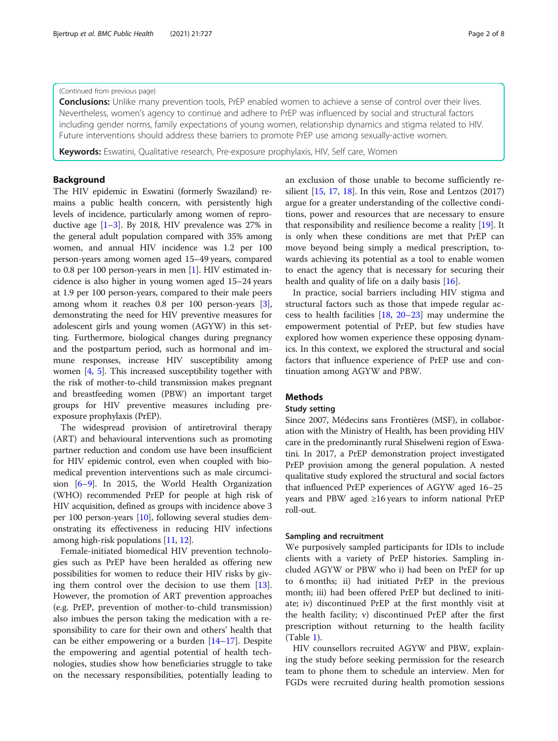(Continued from previous page)

**Conclusions:** Unlike many prevention tools, PrEP enabled women to achieve a sense of control over their lives. Nevertheless, women's agency to continue and adhere to PrEP was influenced by social and structural factors including gender norms, family expectations of young women, relationship dynamics and stigma related to HIV. Future interventions should address these barriers to promote PrEP use among sexually-active women.

**Keywords:** Eswatini, Qualitative research, Pre-exposure prophylaxis, HIV, Self care, Women

## Background

The HIV epidemic in Eswatini (formerly Swaziland) remains a public health concern, with persistently high levels of incidence, particularly among women of reproductive age [1–3]. By 2018, HIV prevalence was 27% in the general adult population compared with 35% among women, and annual HIV incidence was 1.2 per 100 person-years among women aged 15–49 years, compared to 0.8 per 100 person-years in men [1]. HIV estimated incidence is also higher in young women aged 15–24 years at 1.9 per 100 person-years, compared to their male peers among whom it reaches 0.8 per 100 person-years [3], demonstrating the need for HIV preventive measures for adolescent girls and young women (AGYW) in this setting. Furthermore, biological changes during pregnancy and the postpartum period, such as hormonal and immune responses, increase HIV susceptibility among women [4, 5]. This increased susceptibility together with the risk of mother-to-child transmission makes pregnant and breastfeeding women (PBW) an important target groups for HIV preventive measures including pre-exposure prophylaxis (PrEP).

The widespread provision of antiretroviral therapy (ART) and behavioural interventions such as promoting partner reduction and condom use have been insufficient for HIV epidemic control, even when coupled with biomedical prevention interventions such as male circumcision [6–9]. In 2015, the World Health Organization (WHO) recommended PrEP for people at high risk of HIV acquisition, defined as groups with incidence above 3 per 100 person-years [10], following several studies demonstrating its effectiveness in reducing HIV infections among high-risk populations [11, 12].

Female-initiated biomedical HIV prevention technologies such as PrEP have been heralded as offering new possibilities for women to reduce their HIV risks by giving them control over the decision to use them [13]. However, the promotion of ART prevention approaches (e.g. PrEP, prevention of mother-to-child transmission) also imbues the person taking the medication with a responsibility to care for their own and others' health that can be either empowering or a burden [14–17]. Despite the empowering and agential potential of health technologies, studies show how beneficiaries struggle to take on the necessary responsibilities, potentially leading to an exclusion of those unable to become sufficiently resilient [15, 17, 18]. In this vein, Rose and Lentzos (2017) argue for a greater understanding of the collective conditions, power and resources that are necessary to ensure that responsibility and resilience become a reality [19]. It is only when these conditions are met that PrEP can move beyond being simply a medical prescription, towards achieving its potential as a tool to enable women to enact the agency that is necessary for securing their health and quality of life on a daily basis [16].

In practice, social barriers including HIV stigma and structural factors such as those that impede regular access to health facilities [18, 20–23] may undermine the empowerment potential of PrEP, but few studies have explored how women experience these opposing dynamics. In this context, we explored the structural and social factors that influence experience of PrEP use and continuation among AGYW and PBW.

## Methods

### Study setting

Since 2007, Médecins sans Frontières (MSF), in collaboration with the Ministry of Health, has been providing HIV care in the predominantly rural Shiselweni region of Eswatini. In 2017, a PrEP demonstration project investigated PrEP provision among the general population. A nested qualitative study explored the structural and social factors that influenced PrEP experiences of AGYW aged 16–25 years and PBW aged ≥16 years to inform national PrEP roll-out.

### Sampling and recruitment

We purposively sampled participants for IDIs to include clients with a variety of PrEP histories. Sampling included AGYW or PBW who i) had been on PrEP for up to 6 months; ii) had initiated PrEP in the previous month; iii) had been offered PrEP but declined to initiate; iv) discontinued PrEP at the first monthly visit at the health facility; v) discontinued PrEP after the first prescription without returning to the health facility (Table 1).

HIV counsellors recruited AGYW and PBW, explaining the study before seeking permission for the research team to phone them to schedule an interview. Men for FGDs were recruited during health promotion sessions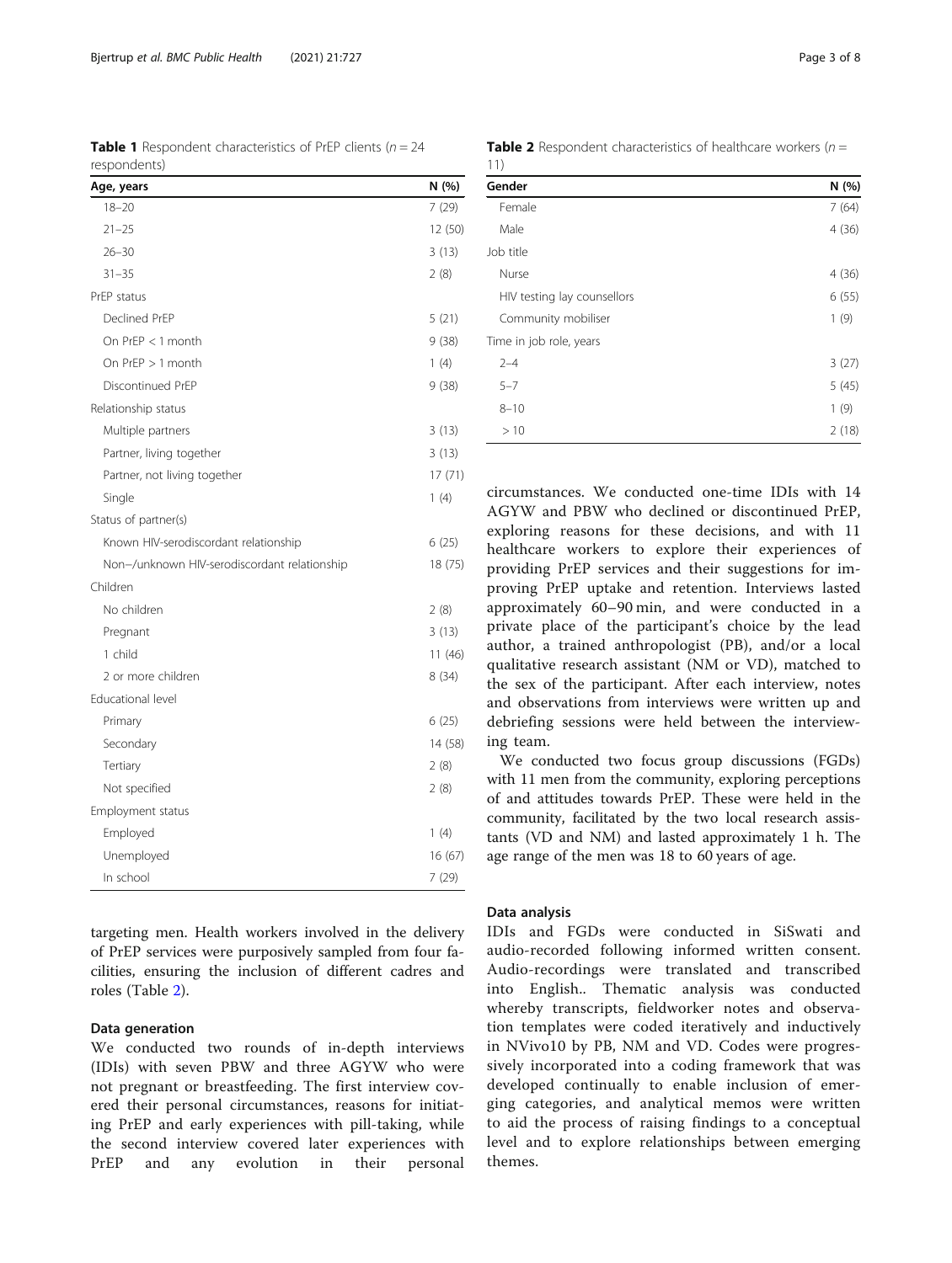**Table 1** Respondent characteristics of PrEP clients ($n = 24$ respondents)

| Age, years | N (%) |
|---|---|
| 18–20 | 7 (29) |
| 21–25 | 12 (50) |
| 26–30 | 3 (13) |
| 31–35 | 2 (8) |
| PrEP status | |
| Declined PrEP | 5 (21) |
| On PrEP < 1 month | 9 (38) |
| On PrEP > 1 month | 1 (4) |
| Discontinued PrEP | 9 (38) |
| Relationship status | |
| Multiple partners | 3 (13) |
| Partner, living together | 3 (13) |
| Partner, not living together | 17 (71) |
| Single | 1 (4) |
| Status of partner(s) | |
| Known HIV-serodiscordant relationship | 6 (25) |
| Non−/unknown HIV-serodiscordant relationship | 18 (75) |
| Children | |
| No children | 2 (8) |
| Pregnant | 3 (13) |
| 1 child | 11 (46) |
| 2 or more children | 8 (34) |
| Educational level | |
| Primary | 6 (25) |
| Secondary | 14 (58) |
| Tertiary | 2 (8) |
| Not specified | 2 (8) |
| Employment status | |
| Employed | 1 (4) |
| Unemployed | 16 (67) |
| In school | 7 (29) |

targeting men. Health workers involved in the delivery of PrEP services were purposively sampled from four facilities, ensuring the inclusion of different cadres and roles (Table 2).

**Table 2** Respondent characteristics of healthcare workers ($n = 11$)

| Gender | N (%) |
|---|---|
| Female | 7 (64) |
| Male | 4 (36) |
| Job title | |
| Nurse | 4 (36) |
| HIV testing lay counsellors | 6 (55) |
| Community mobiliser | 1 (9) |
| Time in job role, years | |
| 2–4 | 3 (27) |
| 5–7 | 5 (45) |
| 8–10 | 1 (9) |
| > 10 | 2 (18) |

### Data generation

We conducted two rounds of in-depth interviews (IDIs) with seven PBW and three AGYW who were not pregnant or breastfeeding. The first interview covered their personal circumstances, reasons for initiating PrEP and early experiences with pill-taking, while the second interview covered later experiences with PrEP and any evolution in their personal circumstances. We conducted one-time IDIs with 14 AGYW and PBW who declined or discontinued PrEP, exploring reasons for these decisions, and with 11 healthcare workers to explore their experiences of providing PrEP services and their suggestions for improving PrEP uptake and retention. Interviews lasted approximately 60–90 min, and were conducted in a private place of the participant's choice by the lead author, a trained anthropologist (PB), and/or a local qualitative research assistant (NM or VD), matched to the sex of the participant. After each interview, notes and observations from interviews were written up and debriefing sessions were held between the interviewing team.

We conducted two focus group discussions (FGDs) with 11 men from the community, exploring perceptions of and attitudes towards PrEP. These were held in the community, facilitated by the two local research assistants (VD and NM) and lasted approximately 1 h. The age range of the men was 18 to 60 years of age.

### Data analysis

IDIs and FGDs were conducted in SiSwati and audio-recorded following informed written consent. Audio-recordings were translated and transcribed into English.. Thematic analysis was conducted whereby transcripts, fieldworker notes and observation templates were coded iteratively and inductively in NVivo10 by PB, NM and VD. Codes were progressively incorporated into a coding framework that was developed continually to enable inclusion of emerging categories, and analytical memos were written to aid the process of raising findings to a conceptual level and to explore relationships between emerging themes.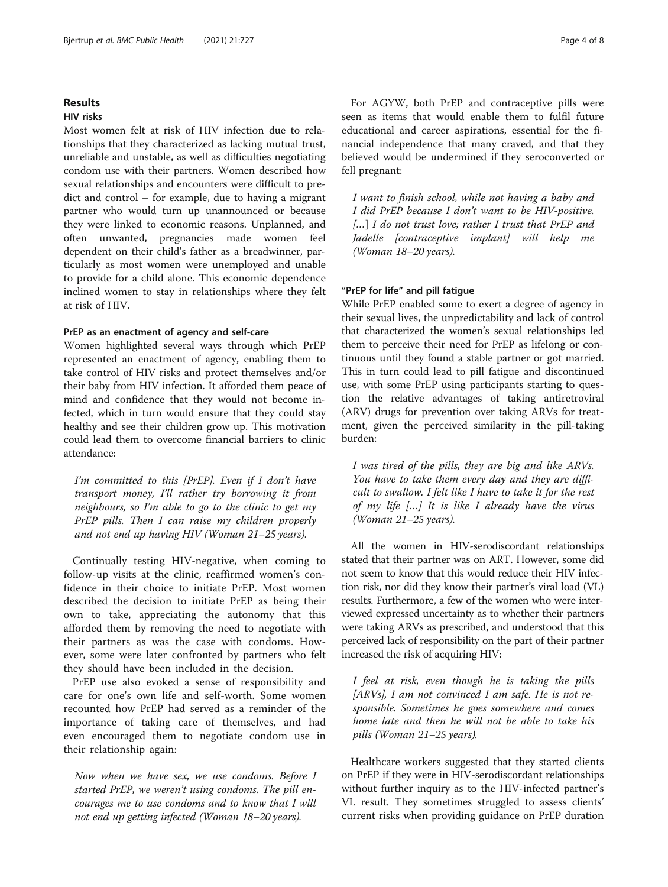## Results

### HIV risks

Most women felt at risk of HIV infection due to relationships that they characterized as lacking mutual trust, unreliable and unstable, as well as difficulties negotiating condom use with their partners. Women described how sexual relationships and encounters were difficult to predict and control – for example, due to having a migrant partner who would turn up unannounced or because they were linked to economic reasons. Unplanned, and often unwanted, pregnancies made women feel dependent on their child's father as a breadwinner, particularly as most women were unemployed and unable to provide for a child alone. This economic dependence inclined women to stay in relationships where they felt at risk of HIV.

#### PrEP as an enactment of agency and self-care

Women highlighted several ways through which PrEP represented an enactment of agency, enabling them to take control of HIV risks and protect themselves and/or their baby from HIV infection. It afforded them peace of mind and confidence that they would not become infected, which in turn would ensure that they could stay healthy and see their children grow up. This motivation could lead them to overcome financial barriers to clinic attendance:

> *I'm committed to this [PrEP]. Even if I don't have transport money, I'll rather try borrowing it from neighbours, so I'm able to go to the clinic to get my PrEP pills. Then I can raise my children properly and not end up having HIV (Woman 21–25 years).*

Continually testing HIV-negative, when coming to follow-up visits at the clinic, reaffirmed women's confidence in their choice to initiate PrEP. Most women described the decision to initiate PrEP as being their own to take, appreciating the autonomy that this afforded them by removing the need to negotiate with their partners as was the case with condoms. However, some were later confronted by partners who felt they should have been included in the decision.

PrEP use also evoked a sense of responsibility and care for one's own life and self-worth. Some women recounted how PrEP had served as a reminder of the importance of taking care of themselves, and had even encouraged them to negotiate condom use in their relationship again:

> *Now when we have sex, we use condoms. Before I started PrEP, we weren't using condoms. The pill encourages me to use condoms and to know that I will not end up getting infected (Woman 18–20 years).*

For AGYW, both PrEP and contraceptive pills were seen as items that would enable them to fulfil future educational and career aspirations, essential for the financial independence that many craved, and that they believed would be undermined if they seroconverted or fell pregnant:

> *I want to finish school, while not having a baby and I did PrEP because I don't want to be HIV-positive. […] I do not trust love; rather I trust that PrEP and Jadelle [contraceptive implant] will help me (Woman 18–20 years).*

#### "PrEP for life" and pill fatigue

While PrEP enabled some to exert a degree of agency in their sexual lives, the unpredictability and lack of control that characterized the women's sexual relationships led them to perceive their need for PrEP as lifelong or continuous until they found a stable partner or got married. This in turn could lead to pill fatigue and discontinued use, with some PrEP using participants starting to question the relative advantages of taking antiretroviral (ARV) drugs for prevention over taking ARVs for treatment, given the perceived similarity in the pill-taking burden:

> *I was tired of the pills, they are big and like ARVs. You have to take them every day and they are difficult to swallow. I felt like I have to take it for the rest of my life […] It is like I already have the virus (Woman 21–25 years).*

All the women in HIV-serodiscordant relationships stated that their partner was on ART. However, some did not seem to know that this would reduce their HIV infection risk, nor did they know their partner's viral load (VL) results. Furthermore, a few of the women who were interviewed expressed uncertainty as to whether their partners were taking ARVs as prescribed, and understood that this perceived lack of responsibility on the part of their partner increased the risk of acquiring HIV:

> *I feel at risk, even though he is taking the pills [ARVs], I am not convinced I am safe. He is not responsible. Sometimes he goes somewhere and comes home late and then he will not be able to take his pills (Woman 21–25 years).*

Healthcare workers suggested that they started clients on PrEP if they were in HIV-serodiscordant relationships without further inquiry as to the HIV-infected partner's VL result. They sometimes struggled to assess clients' current risks when providing guidance on PrEP duration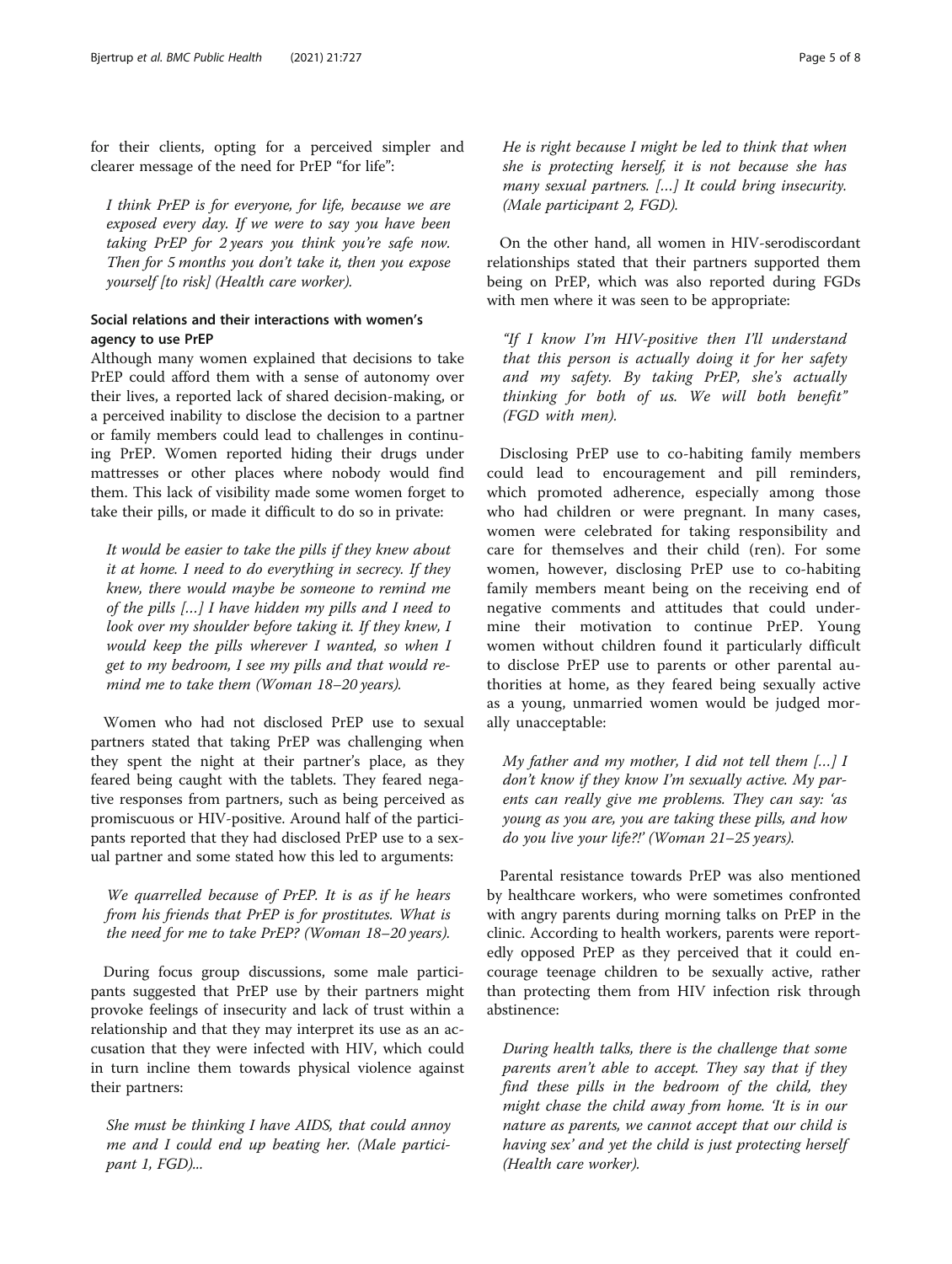for their clients, opting for a perceived simpler and clearer message of the need for PrEP "for life":

> *I think PrEP is for everyone, for life, because we are exposed every day. If we were to say you have been taking PrEP for 2 years you think you're safe now. Then for 5 months you don't take it, then you expose yourself [to risk] (Health care worker).*

### Social relations and their interactions with women's agency to use PrEP

Although many women explained that decisions to take PrEP could afford them with a sense of autonomy over their lives, a reported lack of shared decision-making, or a perceived inability to disclose the decision to a partner or family members could lead to challenges in continuing PrEP. Women reported hiding their drugs under mattresses or other places where nobody would find them. This lack of visibility made some women forget to take their pills, or made it difficult to do so in private:

> *It would be easier to take the pills if they knew about it at home. I need to do everything in secrecy. If they knew, there would maybe be someone to remind me of the pills […] I have hidden my pills and I need to look over my shoulder before taking it. If they knew, I would keep the pills wherever I wanted, so when I get to my bedroom, I see my pills and that would remind me to take them (Woman 18–20 years).*

Women who had not disclosed PrEP use to sexual partners stated that taking PrEP was challenging when they spent the night at their partner's place, as they feared being caught with the tablets. They feared negative responses from partners, such as being perceived as promiscuous or HIV-positive. Around half of the participants reported that they had disclosed PrEP use to a sexual partner and some stated how this led to arguments:

> *We quarrelled because of PrEP. It is as if he hears from his friends that PrEP is for prostitutes. What is the need for me to take PrEP? (Woman 18–20 years).*

During focus group discussions, some male participants suggested that PrEP use by their partners might provoke feelings of insecurity and lack of trust within a relationship and that they may interpret its use as an accusation that they were infected with HIV, which could in turn incline them towards physical violence against their partners:

> *She must be thinking I have AIDS, that could annoy me and I could end up beating her. (Male participant 1, FGD)...*
>
> *He is right because I might be led to think that when she is protecting herself, it is not because she has many sexual partners. […] It could bring insecurity. (Male participant 2, FGD).*

On the other hand, all women in HIV-serodiscordant relationships stated that their partners supported them being on PrEP, which was also reported during FGDs with men where it was seen to be appropriate:

> *"If I know I'm HIV-positive then I'll understand that this person is actually doing it for her safety and my safety. By taking PrEP, she's actually thinking for both of us. We will both benefit" (FGD with men).*

Disclosing PrEP use to co-habiting family members could lead to encouragement and pill reminders, which promoted adherence, especially among those who had children or were pregnant. In many cases, women were celebrated for taking responsibility and care for themselves and their child (ren). For some women, however, disclosing PrEP use to co-habiting family members meant being on the receiving end of negative comments and attitudes that could undermine their motivation to continue PrEP. Young women without children found it particularly difficult to disclose PrEP use to parents or other parental authorities at home, as they feared being sexually active as a young, unmarried women would be judged morally unacceptable:

> *My father and my mother, I did not tell them […] I don't know if they know I'm sexually active. My parents can really give me problems. They can say: 'as young as you are, you are taking these pills, and how do you live your life?!' (Woman 21–25 years).*

Parental resistance towards PrEP was also mentioned by healthcare workers, who were sometimes confronted with angry parents during morning talks on PrEP in the clinic. According to health workers, parents were reportedly opposed PrEP as they perceived that it could encourage teenage children to be sexually active, rather than protecting them from HIV infection risk through abstinence:

> *During health talks, there is the challenge that some parents aren't able to accept. They say that if they find these pills in the bedroom of the child, they might chase the child away from home. 'It is in our nature as parents, we cannot accept that our child is having sex' and yet the child is just protecting herself (Health care worker).*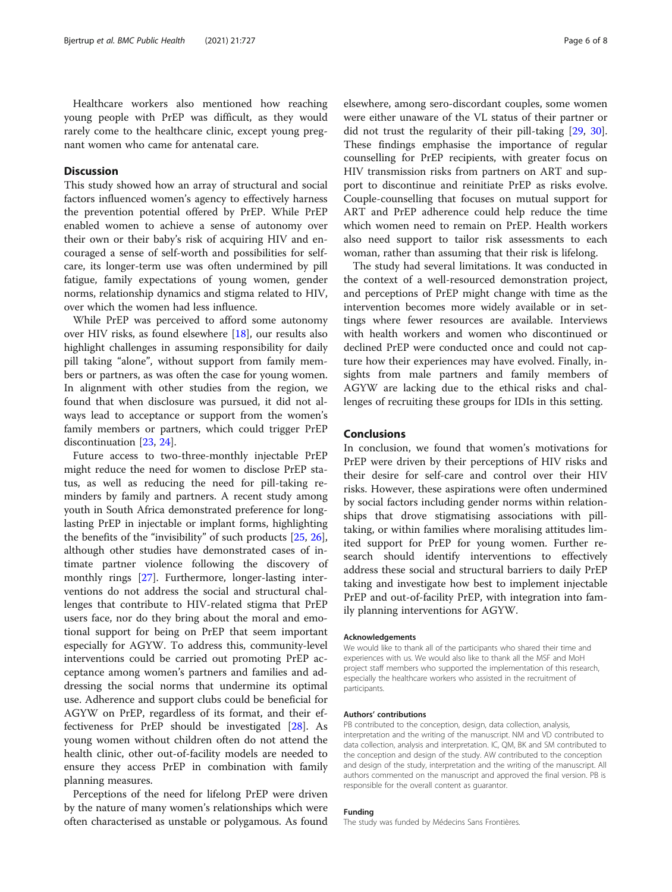Healthcare workers also mentioned how reaching young people with PrEP was difficult, as they would rarely come to the healthcare clinic, except young pregnant women who came for antenatal care.

## Discussion

This study showed how an array of structural and social factors influenced women's agency to effectively harness the prevention potential offered by PrEP. While PrEP enabled women to achieve a sense of autonomy over their own or their baby's risk of acquiring HIV and encouraged a sense of self-worth and possibilities for self-care, its longer-term use was often undermined by pill fatigue, family expectations of young women, gender norms, relationship dynamics and stigma related to HIV, over which the women had less influence.

While PrEP was perceived to afford some autonomy over HIV risks, as found elsewhere [18], our results also highlight challenges in assuming responsibility for daily pill taking "alone", without support from family members or partners, as was often the case for young women. In alignment with other studies from the region, we found that when disclosure was pursued, it did not always lead to acceptance or support from the women's family members or partners, which could trigger PrEP discontinuation [23, 24].

Future access to two-three-monthly injectable PrEP might reduce the need for women to disclose PrEP status, as well as reducing the need for pill-taking reminders by family and partners. A recent study among youth in South Africa demonstrated preference for long-lasting PrEP in injectable or implant forms, highlighting the benefits of the "invisibility" of such products [25, 26], although other studies have demonstrated cases of intimate partner violence following the discovery of monthly rings [27]. Furthermore, longer-lasting interventions do not address the social and structural challenges that contribute to HIV-related stigma that PrEP users face, nor do they bring about the moral and emotional support for being on PrEP that seem important especially for AGYW. To address this, community-level interventions could be carried out promoting PrEP acceptance among women's partners and families and addressing the social norms that undermine its optimal use. Adherence and support clubs could be beneficial for AGYW on PrEP, regardless of its format, and their effectiveness for PrEP should be investigated [28]. As young women without children often do not attend the health clinic, other out-of-facility models are needed to ensure they access PrEP in combination with family planning measures.

Perceptions of the need for lifelong PrEP were driven by the nature of many women's relationships which were often characterised as unstable or polygamous. As found elsewhere, among sero-discordant couples, some women were either unaware of the VL status of their partner or did not trust the regularity of their pill-taking [29, 30]. These findings emphasise the importance of regular counselling for PrEP recipients, with greater focus on HIV transmission risks from partners on ART and support to discontinue and reinitiate PrEP as risks evolve. Couple-counselling that focuses on mutual support for ART and PrEP adherence could help reduce the time which women need to remain on PrEP. Health workers also need support to tailor risk assessments to each woman, rather than assuming that their risk is lifelong.

The study had several limitations. It was conducted in the context of a well-resourced demonstration project, and perceptions of PrEP might change with time as the intervention becomes more widely available or in settings where fewer resources are available. Interviews with health workers and women who discontinued or declined PrEP were conducted once and could not capture how their experiences may have evolved. Finally, insights from male partners and family members of AGYW are lacking due to the ethical risks and challenges of recruiting these groups for IDIs in this setting.

## Conclusions

In conclusion, we found that women's motivations for PrEP were driven by their perceptions of HIV risks and their desire for self-care and control over their HIV risks. However, these aspirations were often undermined by social factors including gender norms within relationships that drove stigmatising associations with pill-taking, or within families where moralising attitudes limited support for PrEP for young women. Further research should identify interventions to effectively address these social and structural barriers to daily PrEP taking and investigate how best to implement injectable PrEP and out-of-facility PrEP, with integration into family planning interventions for AGYW.

#### Acknowledgements

We would like to thank all of the participants who shared their time and experiences with us. We would also like to thank all the MSF and MoH project staff members who supported the implementation of this research, especially the healthcare workers who assisted in the recruitment of participants.

#### Authors' contributions

PB contributed to the conception, design, data collection, analysis, interpretation and the writing of the manuscript. NM and VD contributed to data collection, analysis and interpretation. IC, QM, BK and SM contributed to the conception and design of the study. AW contributed to the conception and design of the study, interpretation and the writing of the manuscript. All authors commented on the manuscript and approved the final version. PB is responsible for the overall content as guarantor.

#### Funding

The study was funded by Médecins Sans Frontières.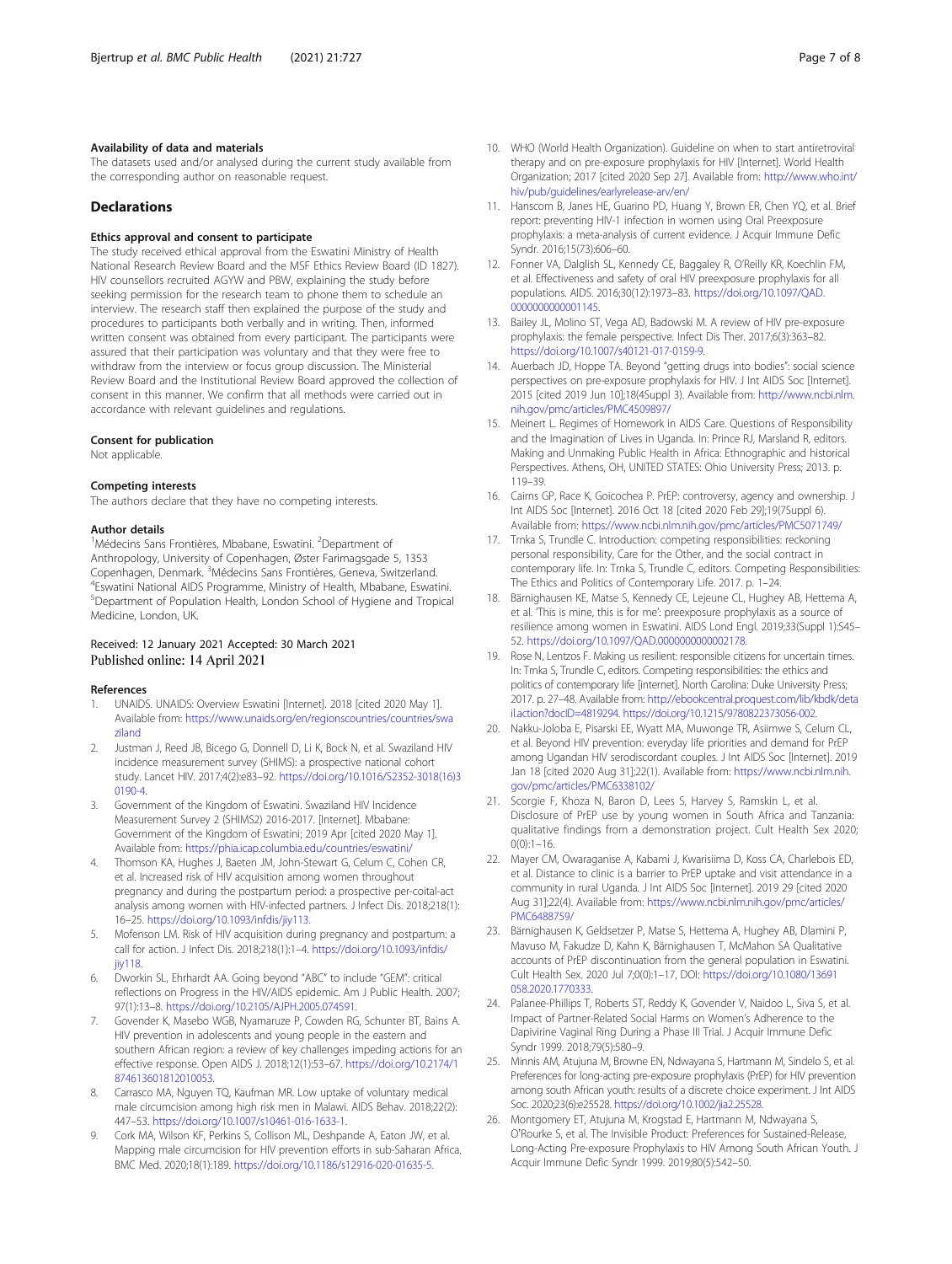### Availability of data and materials

The datasets used and/or analysed during the current study available from the corresponding author on reasonable request.

## Declarations

### Ethics approval and consent to participate

The study received ethical approval from the Eswatini Ministry of Health National Research Review Board and the MSF Ethics Review Board (ID 1827). HIV counsellors recruited AGYW and PBW, explaining the study before seeking permission for the research team to phone them to schedule an interview. The research staff then explained the purpose of the study and procedures to participants both verbally and in writing. Then, informed written consent was obtained from every participant. The participants were assured that their participation was voluntary and that they were free to withdraw from the interview or focus group discussion. The Ministerial Review Board and the Institutional Review Board approved the collection of consent in this manner. We confirm that all methods were carried out in accordance with relevant guidelines and regulations.

### Consent for publication

Not applicable.

### Competing interests

The authors declare that they have no competing interests.

### Author details

[1]Médecins Sans Frontières, Mbabane, Eswatini. [2]Department of Anthropology, University of Copenhagen, Øster Farimagsgade 5, 1353 Copenhagen, Denmark. [3]Médecins Sans Frontières, Geneva, Switzerland. [4]Eswatini National AIDS Programme, Ministry of Health, Mbabane, Eswatini. [5]Department of Population Health, London School of Hygiene and Tropical Medicine, London, UK.

Received: 12 January 2021 Accepted: 30 March 2021
Published online: 14 April 2021

### References

1. UNAIDS. UNAIDS: Overview Eswatini [Internet]. 2018 [cited 2020 May 1]. Available from: https://www.unaids.org/en/regionscountries/countries/swaziland
2. Justman J, Reed JB, Bicego G, Donnell D, Li K, Bock N, et al. Swaziland HIV incidence measurement survey (SHIMS): a prospective national cohort study. Lancet HIV. 2017;4(2):e83–92. https://doi.org/10.1016/S2352-3018(16)30190-4.
3. Government of the Kingdom of Eswatini. Swaziland HIV Incidence Measurement Survey 2 (SHIMS2) 2016-2017. [Internet]. Mbabane: Government of the Kingdom of Eswatini; 2019 Apr [cited 2020 May 1]. Available from: https://phia.icap.columbia.edu/countries/eswatini/
4. Thomson KA, Hughes J, Baeten JM, John-Stewart G, Celum C, Cohen CR, et al. Increased risk of HIV acquisition among women throughout pregnancy and during the postpartum period: a prospective per-coital-act analysis among women with HIV-infected partners. J Infect Dis. 2018;218(1):16–25. https://doi.org/10.1093/infdis/jiy113.
5. Mofenson LM. Risk of HIV acquisition during pregnancy and postpartum: a call for action. J Infect Dis. 2018;218(1):1–4. https://doi.org/10.1093/infdis/jiy118.
6. Dworkin SL, Ehrhardt AA. Going beyond "ABC" to include "GEM": critical reflections on Progress in the HIV/AIDS epidemic. Am J Public Health. 2007;97(1):13–8. https://doi.org/10.2105/AJPH.2005.074591.
7. Govender K, Masebo WGB, Nyamaruze P, Cowden RG, Schunter BT, Bains A. HIV prevention in adolescents and young people in the eastern and southern African region: a review of key challenges impeding actions for an effective response. Open AIDS J. 2018;12(1):53–67. https://doi.org/10.2174/1874613601812010053.
8. Carrasco MA, Nguyen TQ, Kaufman MR. Low uptake of voluntary medical male circumcision among high risk men in Malawi. AIDS Behav. 2018;22(2):447–53. https://doi.org/10.1007/s10461-016-1633-1.
9. Cork MA, Wilson KF, Perkins S, Collison ML, Deshpande A, Eaton JW, et al. Mapping male circumcision for HIV prevention efforts in sub-Saharan Africa. BMC Med. 2020;18(1):189. https://doi.org/10.1186/s12916-020-01635-5.
10. WHO (World Health Organization). Guideline on when to start antiretroviral therapy and on pre-exposure prophylaxis for HIV [Internet]. World Health Organization; 2017 [cited 2020 Sep 27]. Available from: http://www.who.int/hiv/pub/guidelines/earlyrelease-arv/en/
11. Hanscom B, Janes HE, Guarino PD, Huang Y, Brown ER, Chen YQ, et al. Brief report: preventing HIV-1 infection in women using Oral Preexposure prophylaxis: a meta-analysis of current evidence. J Acquir Immune Defic Syndr. 2016;15(73):606–60.
12. Fonner VA, Dalglish SL, Kennedy CE, Baggaley R, O'Reilly KR, Koechlin FM, et al. Effectiveness and safety of oral HIV preexposure prophylaxis for all populations. AIDS. 2016;30(12):1973–83. https://doi.org/10.1097/QAD.0000000000001145.
13. Bailey JL, Molino ST, Vega AD, Badowski M. A review of HIV pre-exposure prophylaxis: the female perspective. Infect Dis Ther. 2017;6(3):363–82. https://doi.org/10.1007/s40121-017-0159-9.
14. Auerbach JD, Hoppe TA. Beyond "getting drugs into bodies": social science perspectives on pre-exposure prophylaxis for HIV. J Int AIDS Soc [Internet]. 2015 [cited 2019 Jun 10];18(4Suppl 3). Available from: http://www.ncbi.nlm.nih.gov/pmc/articles/PMC4509897/
15. Meinert L. Regimes of Homework in AIDS Care. Questions of Responsibility and the Imagination of Lives in Uganda. In: Prince RJ, Marsland R, editors. Making and Unmaking Public Health in Africa: Ethnographic and historical Perspectives. Athens, OH, UNITED STATES: Ohio University Press; 2013. p. 119–39.
16. Cairns GP, Race K, Goicochea P. PrEP: controversy, agency and ownership. J Int AIDS Soc [Internet]. 2016 Oct 18 [cited 2020 Feb 29];19(7Suppl 6). Available from: https://www.ncbi.nlm.nih.gov/pmc/articles/PMC5071749/
17. Trnka S, Trundle C. Introduction: competing responsibilities: reckoning personal responsibility, Care for the Other, and the social contract in contemporary life. In: Trnka S, Trundle C, editors. Competing Responsibilities: The Ethics and Politics of Contemporary Life. 2017. p. 1–24.
18. Bärnighausen KE, Matse S, Kennedy CE, Lejeune CL, Hughey AB, Hettema A, et al. 'This is mine, this is for me': preexposure prophylaxis as a source of resilience among women in Eswatini. AIDS Lond Engl. 2019;33(Suppl 1):S45–52. https://doi.org/10.1097/QAD.0000000000002178.
19. Rose N, Lentzos F. Making us resilient: responsible citizens for uncertain times. In: Trnka S, Trundle C, editors. Competing responsibilities: the ethics and politics of contemporary life [internet]. North Carolina: Duke University Press; 2017. p. 27–48. Available from: http://ebookcentral.proquest.com/lib/kbdk/detail.action?docID=4819294. https://doi.org/10.1215/9780822373056-002.
20. Nakku-Joloba E, Pisarski EE, Wyatt MA, Muwonge TR, Asiimwe S, Celum CL, et al. Beyond HIV prevention: everyday life priorities and demand for PrEP among Ugandan HIV serodiscordant couples. J Int AIDS Soc [Internet]. 2019 Jan 18 [cited 2020 Aug 31];22(1). Available from: https://www.ncbi.nlm.nih.gov/pmc/articles/PMC6338102/
21. Scorgie F, Khoza N, Baron D, Lees S, Harvey S, Ramskin L, et al. Disclosure of PrEP use by young women in South Africa and Tanzania: qualitative findings from a demonstration project. Cult Health Sex 2020; 0(0):1–16.
22. Mayer CM, Owaraganise A, Kabami J, Kwarisiima D, Koss CA, Charlebois ED, et al. Distance to clinic is a barrier to PrEP uptake and visit attendance in a community in rural Uganda. J Int AIDS Soc [Internet]. 2019 29 [cited 2020 Aug 31];22(4). Available from: https://www.ncbi.nlm.nih.gov/pmc/articles/PMC6488759/
23. Bärnighausen K, Geldsetzer P, Matse S, Hettema A, Hughey AB, Dlamini P, Mavuso M, Fakudze D, Kahn K, Bärnighausen T, McMahon SA Qualitative accounts of PrEP discontinuation from the general population in Eswatini. Cult Health Sex. 2020 Jul 7;0(0):1–17, DOI: https://doi.org/10.1080/13691058.2020.1770333.
24. Palanee-Phillips T, Roberts ST, Reddy K, Govender V, Naidoo L, Siva S, et al. Impact of Partner-Related Social Harms on Women's Adherence to the Dapivirine Vaginal Ring During a Phase III Trial. J Acquir Immune Defic Syndr 1999. 2018;79(5):580–9.
25. Minnis AM, Atujuna M, Browne EN, Ndwayana S, Hartmann M, Sindelo S, et al. Preferences for long-acting pre-exposure prophylaxis (PrEP) for HIV prevention among south African youth: results of a discrete choice experiment. J Int AIDS Soc. 2020;23(6):e25528. https://doi.org/10.1002/jia2.25528.
26. Montgomery ET, Atujuna M, Krogstad E, Hartmann M, Ndwayana S, O'Rourke S, et al. The Invisible Product: Preferences for Sustained-Release, Long-Acting Pre-exposure Prophylaxis to HIV Among South African Youth. J Acquir Immune Defic Syndr 1999. 2019;80(5):542–50.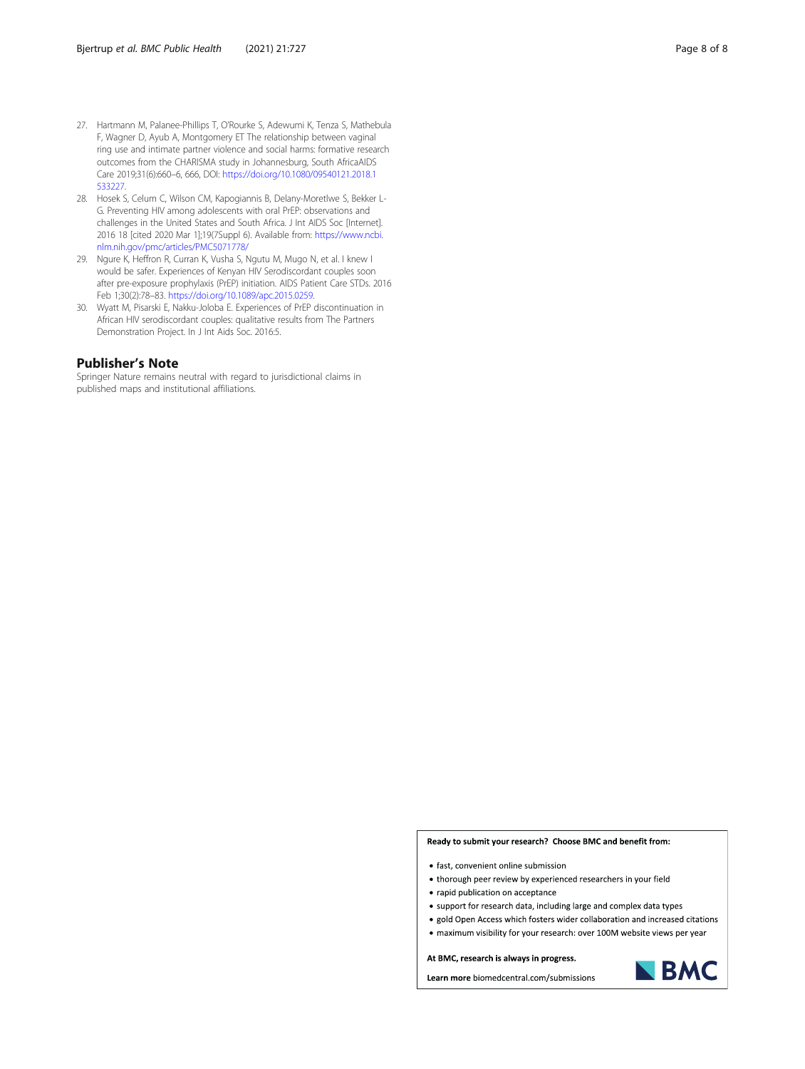27. Hartmann M, Palanee-Phillips T, O'Rourke S, Adewumi K, Tenza S, Mathebula F, Wagner D, Ayub A, Montgomery ET The relationship between vaginal ring use and intimate partner violence and social harms: formative research outcomes from the CHARISMA study in Johannesburg, South AfricaAIDS Care 2019;31(6):660–6, 666, DOI: https://doi.org/10.1080/09540121.2018.1533227.
28. Hosek S, Celum C, Wilson CM, Kapogiannis B, Delany-Moretlwe S, Bekker L-G. Preventing HIV among adolescents with oral PrEP: observations and challenges in the United States and South Africa. J Int AIDS Soc [Internet]. 2016 18 [cited 2020 Mar 1];19(7Suppl 6). Available from: https://www.ncbi.nlm.nih.gov/pmc/articles/PMC5071778/
29. Ngure K, Heffron R, Curran K, Vusha S, Ngutu M, Mugo N, et al. I knew I would be safer. Experiences of Kenyan HIV Serodiscordant couples soon after pre-exposure prophylaxis (PrEP) initiation. AIDS Patient Care STDs. 2016 Feb 1;30(2):78–83. https://doi.org/10.1089/apc.2015.0259.
30. Wyatt M, Pisarski E, Nakku-Joloba E. Experiences of PrEP discontinuation in African HIV serodiscordant couples: qualitative results from The Partners Demonstration Project. In J Int Aids Soc. 2016:5.

## Publisher's Note

Springer Nature remains neutral with regard to jurisdictional claims in published maps and institutional affiliations.

**Ready to submit your research? Choose BMC and benefit from:**

- fast, convenient online submission
- thorough peer review by experienced researchers in your field
- rapid publication on acceptance
- support for research data, including large and complex data types
- gold Open Access which fosters wider collaboration and increased citations
- maximum visibility for your research: over 100M website views per year

**At BMC, research is always in progress.**

**Learn more** biomedcentral.com/submissions

BMC